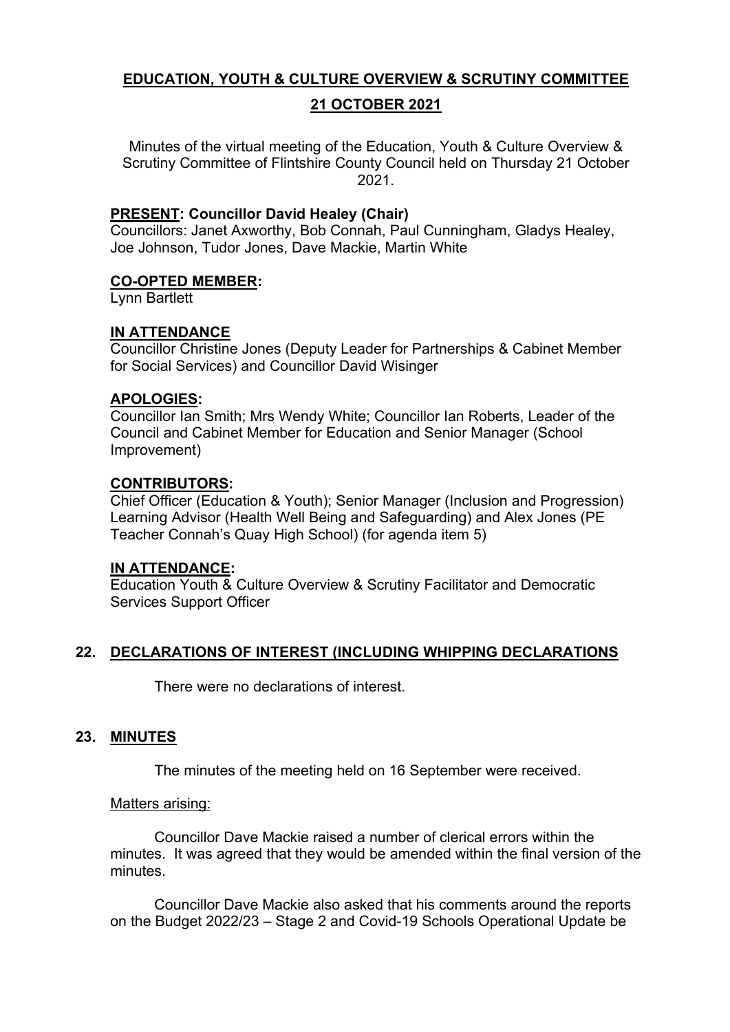# EDUCATION, YOUTH & CULTURE OVERVIEW & SCRUTINY COMMITTEE

## 21 OCTOBER 2021

Minutes of the virtual meeting of the Education, Youth & Culture Overview & Scrutiny Committee of Flintshire County Council held on Thursday 21 October 2021.

**PRESENT: Councillor David Healey (Chair)**
Councillors: Janet Axworthy, Bob Connah, Paul Cunningham, Gladys Healey, Joe Johnson, Tudor Jones, Dave Mackie, Martin White

**CO-OPTED MEMBER:**
Lynn Bartlett

**IN ATTENDANCE**
Councillor Christine Jones (Deputy Leader for Partnerships & Cabinet Member for Social Services) and Councillor David Wisinger

**APOLOGIES:**
Councillor Ian Smith; Mrs Wendy White; Councillor Ian Roberts, Leader of the Council and Cabinet Member for Education and Senior Manager (School Improvement)

**CONTRIBUTORS:**
Chief Officer (Education & Youth); Senior Manager (Inclusion and Progression) Learning Advisor (Health Well Being and Safeguarding) and Alex Jones (PE Teacher Connah's Quay High School) (for agenda item 5)

**IN ATTENDANCE:**
Education Youth & Culture Overview & Scrutiny Facilitator and Democratic Services Support Officer

## 22. DECLARATIONS OF INTEREST (INCLUDING WHIPPING DECLARATIONS

There were no declarations of interest.

## 23. MINUTES

The minutes of the meeting held on 16 September were received.

Matters arising:

Councillor Dave Mackie raised a number of clerical errors within the minutes. It was agreed that they would be amended within the final version of the minutes.

Councillor Dave Mackie also asked that his comments around the reports on the Budget 2022/23 – Stage 2 and Covid-19 Schools Operational Update be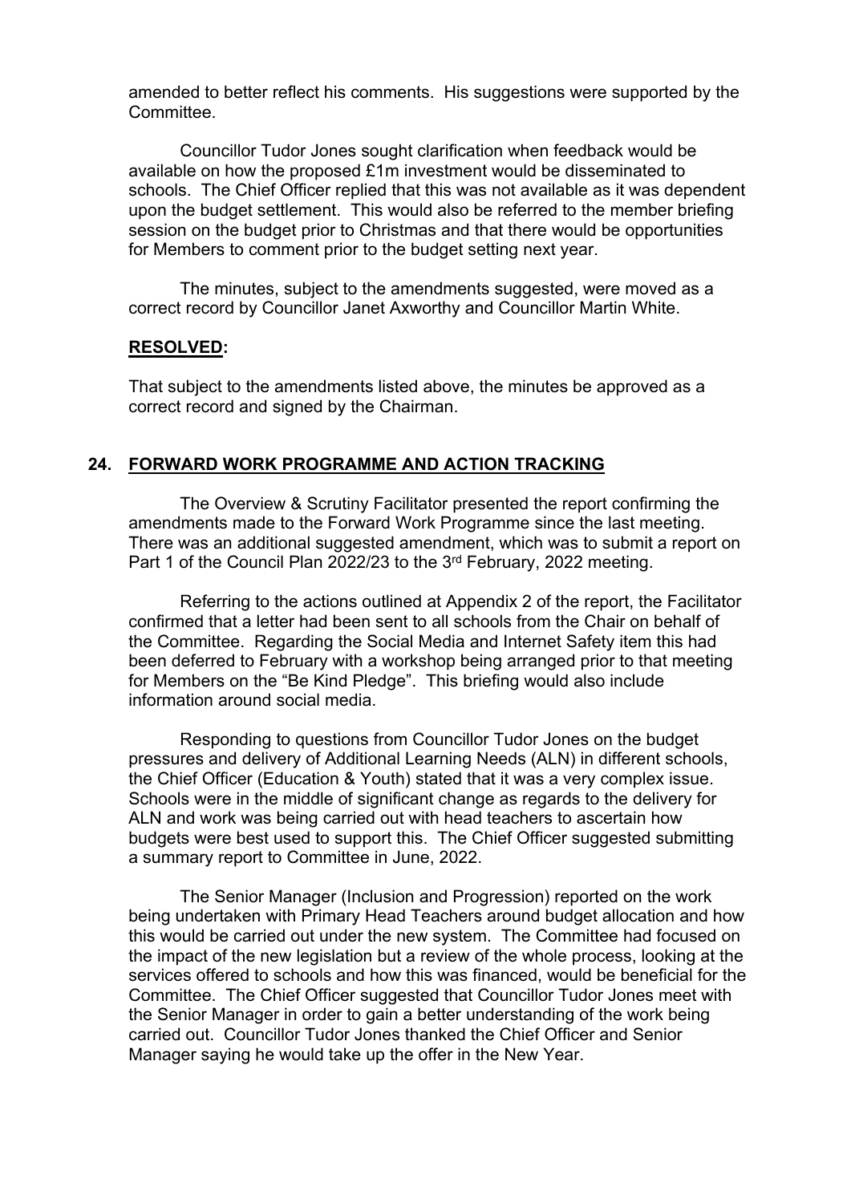amended to better reflect his comments. His suggestions were supported by the Committee.

Councillor Tudor Jones sought clarification when feedback would be available on how the proposed £1m investment would be disseminated to schools. The Chief Officer replied that this was not available as it was dependent upon the budget settlement. This would also be referred to the member briefing session on the budget prior to Christmas and that there would be opportunities for Members to comment prior to the budget setting next year.

The minutes, subject to the amendments suggested, were moved as a correct record by Councillor Janet Axworthy and Councillor Martin White.

**RESOLVED:**

That subject to the amendments listed above, the minutes be approved as a correct record and signed by the Chairman.

## 24. FORWARD WORK PROGRAMME AND ACTION TRACKING

The Overview & Scrutiny Facilitator presented the report confirming the amendments made to the Forward Work Programme since the last meeting. There was an additional suggested amendment, which was to submit a report on Part 1 of the Council Plan 2022/23 to the 3rd February, 2022 meeting.

Referring to the actions outlined at Appendix 2 of the report, the Facilitator confirmed that a letter had been sent to all schools from the Chair on behalf of the Committee. Regarding the Social Media and Internet Safety item this had been deferred to February with a workshop being arranged prior to that meeting for Members on the "Be Kind Pledge". This briefing would also include information around social media.

Responding to questions from Councillor Tudor Jones on the budget pressures and delivery of Additional Learning Needs (ALN) in different schools, the Chief Officer (Education & Youth) stated that it was a very complex issue. Schools were in the middle of significant change as regards to the delivery for ALN and work was being carried out with head teachers to ascertain how budgets were best used to support this. The Chief Officer suggested submitting a summary report to Committee in June, 2022.

The Senior Manager (Inclusion and Progression) reported on the work being undertaken with Primary Head Teachers around budget allocation and how this would be carried out under the new system. The Committee had focused on the impact of the new legislation but a review of the whole process, looking at the services offered to schools and how this was financed, would be beneficial for the Committee. The Chief Officer suggested that Councillor Tudor Jones meet with the Senior Manager in order to gain a better understanding of the work being carried out. Councillor Tudor Jones thanked the Chief Officer and Senior Manager saying he would take up the offer in the New Year.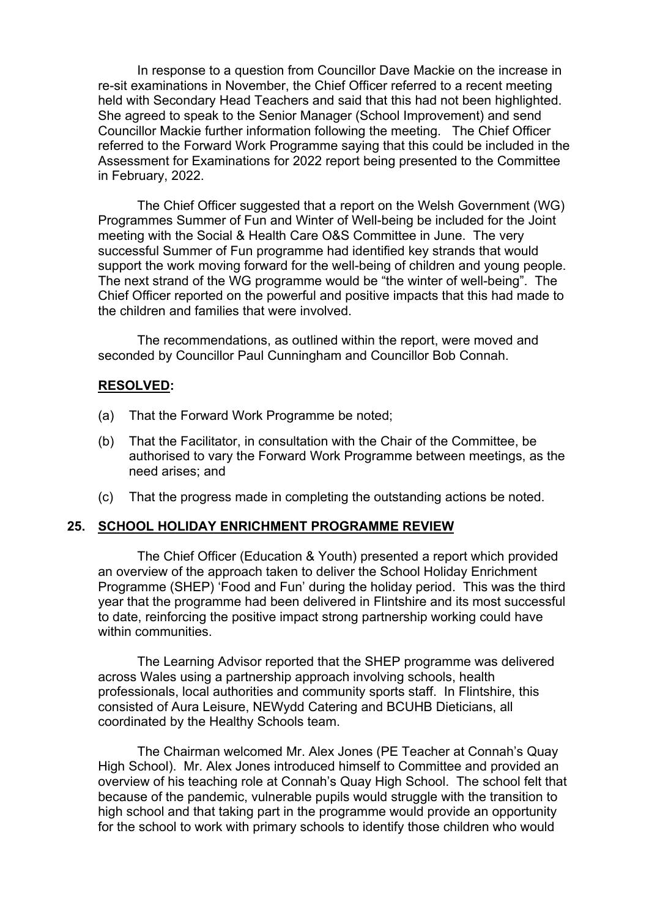In response to a question from Councillor Dave Mackie on the increase in re-sit examinations in November, the Chief Officer referred to a recent meeting held with Secondary Head Teachers and said that this had not been highlighted. She agreed to speak to the Senior Manager (School Improvement) and send Councillor Mackie further information following the meeting. The Chief Officer referred to the Forward Work Programme saying that this could be included in the Assessment for Examinations for 2022 report being presented to the Committee in February, 2022.

The Chief Officer suggested that a report on the Welsh Government (WG) Programmes Summer of Fun and Winter of Well-being be included for the Joint meeting with the Social & Health Care O&S Committee in June. The very successful Summer of Fun programme had identified key strands that would support the work moving forward for the well-being of children and young people. The next strand of the WG programme would be "the winter of well-being". The Chief Officer reported on the powerful and positive impacts that this had made to the children and families that were involved.

The recommendations, as outlined within the report, were moved and seconded by Councillor Paul Cunningham and Councillor Bob Connah.

**RESOLVED:**

(a) That the Forward Work Programme be noted;

(b) That the Facilitator, in consultation with the Chair of the Committee, be authorised to vary the Forward Work Programme between meetings, as the need arises; and

(c) That the progress made in completing the outstanding actions be noted.

## 25. SCHOOL HOLIDAY ENRICHMENT PROGRAMME REVIEW

The Chief Officer (Education & Youth) presented a report which provided an overview of the approach taken to deliver the School Holiday Enrichment Programme (SHEP) 'Food and Fun' during the holiday period. This was the third year that the programme had been delivered in Flintshire and its most successful to date, reinforcing the positive impact strong partnership working could have within communities.

The Learning Advisor reported that the SHEP programme was delivered across Wales using a partnership approach involving schools, health professionals, local authorities and community sports staff. In Flintshire, this consisted of Aura Leisure, NEWydd Catering and BCUHB Dieticians, all coordinated by the Healthy Schools team.

The Chairman welcomed Mr. Alex Jones (PE Teacher at Connah's Quay High School). Mr. Alex Jones introduced himself to Committee and provided an overview of his teaching role at Connah's Quay High School. The school felt that because of the pandemic, vulnerable pupils would struggle with the transition to high school and that taking part in the programme would provide an opportunity for the school to work with primary schools to identify those children who would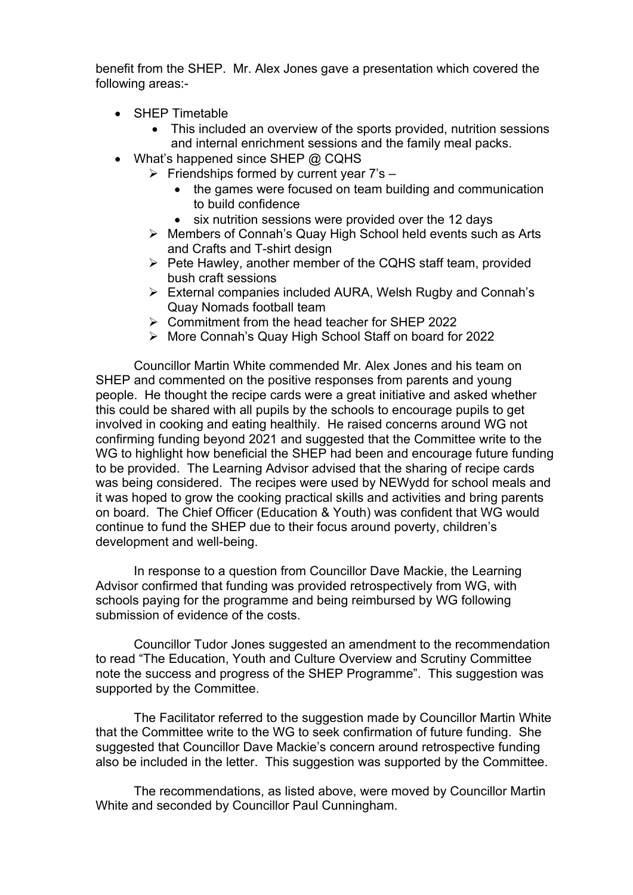benefit from the SHEP. Mr. Alex Jones gave a presentation which covered the following areas:-

- SHEP Timetable
  - This included an overview of the sports provided, nutrition sessions and internal enrichment sessions and the family meal packs.
- What's happened since SHEP @ CQHS
  - Friendships formed by current year 7's –
    - the games were focused on team building and communication to build confidence
    - six nutrition sessions were provided over the 12 days
  - Members of Connah's Quay High School held events such as Arts and Crafts and T-shirt design
  - Pete Hawley, another member of the CQHS staff team, provided bush craft sessions
  - External companies included AURA, Welsh Rugby and Connah's Quay Nomads football team
  - Commitment from the head teacher for SHEP 2022
  - More Connah's Quay High School Staff on board for 2022

Councillor Martin White commended Mr. Alex Jones and his team on SHEP and commented on the positive responses from parents and young people. He thought the recipe cards were a great initiative and asked whether this could be shared with all pupils by the schools to encourage pupils to get involved in cooking and eating healthily. He raised concerns around WG not confirming funding beyond 2021 and suggested that the Committee write to the WG to highlight how beneficial the SHEP had been and encourage future funding to be provided. The Learning Advisor advised that the sharing of recipe cards was being considered. The recipes were used by NEWydd for school meals and it was hoped to grow the cooking practical skills and activities and bring parents on board. The Chief Officer (Education & Youth) was confident that WG would continue to fund the SHEP due to their focus around poverty, children's development and well-being.

In response to a question from Councillor Dave Mackie, the Learning Advisor confirmed that funding was provided retrospectively from WG, with schools paying for the programme and being reimbursed by WG following submission of evidence of the costs.

Councillor Tudor Jones suggested an amendment to the recommendation to read "The Education, Youth and Culture Overview and Scrutiny Committee note the success and progress of the SHEP Programme". This suggestion was supported by the Committee.

The Facilitator referred to the suggestion made by Councillor Martin White that the Committee write to the WG to seek confirmation of future funding. She suggested that Councillor Dave Mackie's concern around retrospective funding also be included in the letter. This suggestion was supported by the Committee.

The recommendations, as listed above, were moved by Councillor Martin White and seconded by Councillor Paul Cunningham.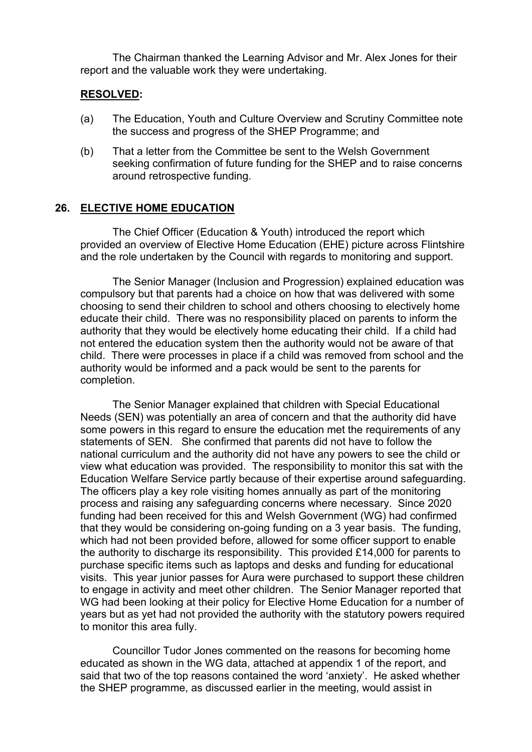The Chairman thanked the Learning Advisor and Mr. Alex Jones for their report and the valuable work they were undertaking.

**RESOLVED:**

(a) The Education, Youth and Culture Overview and Scrutiny Committee note the success and progress of the SHEP Programme; and

(b) That a letter from the Committee be sent to the Welsh Government seeking confirmation of future funding for the SHEP and to raise concerns around retrospective funding.

## 26. ELECTIVE HOME EDUCATION

The Chief Officer (Education & Youth) introduced the report which provided an overview of Elective Home Education (EHE) picture across Flintshire and the role undertaken by the Council with regards to monitoring and support.

The Senior Manager (Inclusion and Progression) explained education was compulsory but that parents had a choice on how that was delivered with some choosing to send their children to school and others choosing to electively home educate their child. There was no responsibility placed on parents to inform the authority that they would be electively home educating their child. If a child had not entered the education system then the authority would not be aware of that child. There were processes in place if a child was removed from school and the authority would be informed and a pack would be sent to the parents for completion.

The Senior Manager explained that children with Special Educational Needs (SEN) was potentially an area of concern and that the authority did have some powers in this regard to ensure the education met the requirements of any statements of SEN. She confirmed that parents did not have to follow the national curriculum and the authority did not have any powers to see the child or view what education was provided. The responsibility to monitor this sat with the Education Welfare Service partly because of their expertise around safeguarding. The officers play a key role visiting homes annually as part of the monitoring process and raising any safeguarding concerns where necessary. Since 2020 funding had been received for this and Welsh Government (WG) had confirmed that they would be considering on-going funding on a 3 year basis. The funding, which had not been provided before, allowed for some officer support to enable the authority to discharge its responsibility. This provided £14,000 for parents to purchase specific items such as laptops and desks and funding for educational visits. This year junior passes for Aura were purchased to support these children to engage in activity and meet other children. The Senior Manager reported that WG had been looking at their policy for Elective Home Education for a number of years but as yet had not provided the authority with the statutory powers required to monitor this area fully.

Councillor Tudor Jones commented on the reasons for becoming home educated as shown in the WG data, attached at appendix 1 of the report, and said that two of the top reasons contained the word 'anxiety'. He asked whether the SHEP programme, as discussed earlier in the meeting, would assist in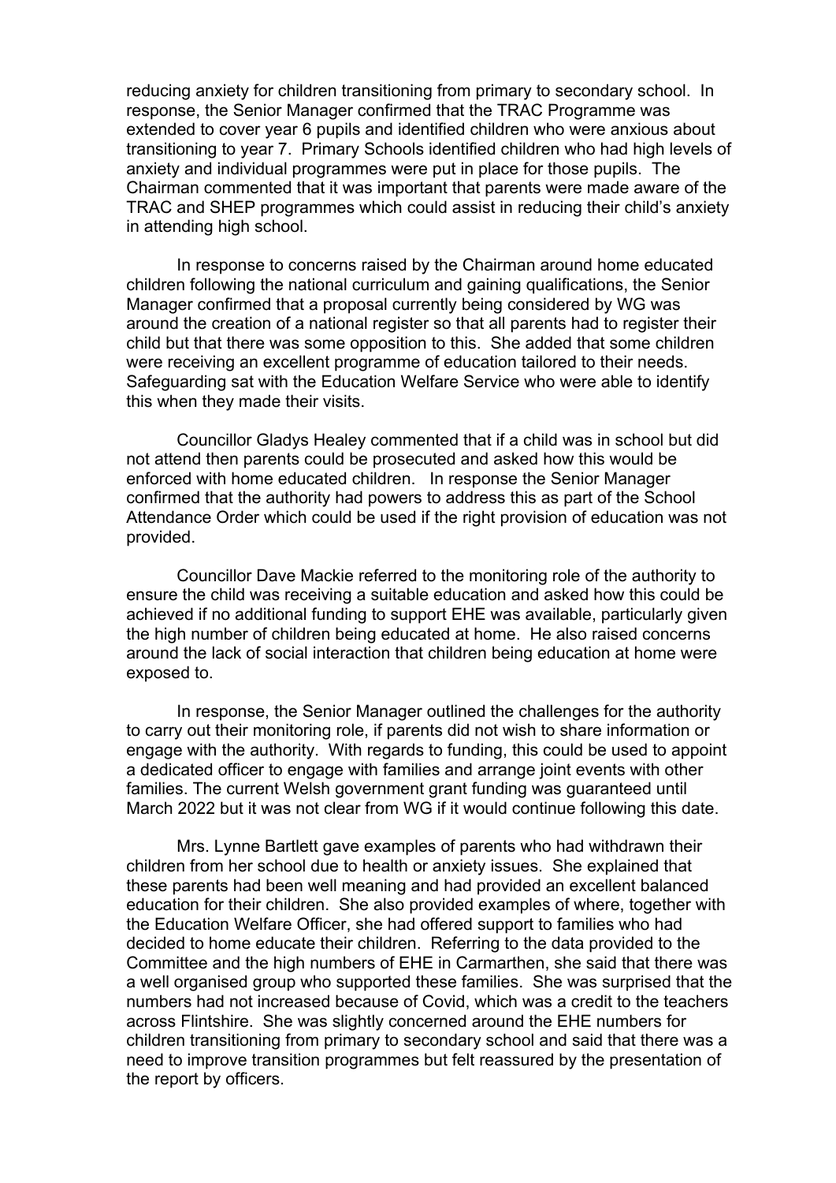reducing anxiety for children transitioning from primary to secondary school. In response, the Senior Manager confirmed that the TRAC Programme was extended to cover year 6 pupils and identified children who were anxious about transitioning to year 7. Primary Schools identified children who had high levels of anxiety and individual programmes were put in place for those pupils. The Chairman commented that it was important that parents were made aware of the TRAC and SHEP programmes which could assist in reducing their child's anxiety in attending high school.

In response to concerns raised by the Chairman around home educated children following the national curriculum and gaining qualifications, the Senior Manager confirmed that a proposal currently being considered by WG was around the creation of a national register so that all parents had to register their child but that there was some opposition to this. She added that some children were receiving an excellent programme of education tailored to their needs. Safeguarding sat with the Education Welfare Service who were able to identify this when they made their visits.

Councillor Gladys Healey commented that if a child was in school but did not attend then parents could be prosecuted and asked how this would be enforced with home educated children. In response the Senior Manager confirmed that the authority had powers to address this as part of the School Attendance Order which could be used if the right provision of education was not provided.

Councillor Dave Mackie referred to the monitoring role of the authority to ensure the child was receiving a suitable education and asked how this could be achieved if no additional funding to support EHE was available, particularly given the high number of children being educated at home. He also raised concerns around the lack of social interaction that children being education at home were exposed to.

In response, the Senior Manager outlined the challenges for the authority to carry out their monitoring role, if parents did not wish to share information or engage with the authority. With regards to funding, this could be used to appoint a dedicated officer to engage with families and arrange joint events with other families. The current Welsh government grant funding was guaranteed until March 2022 but it was not clear from WG if it would continue following this date.

Mrs. Lynne Bartlett gave examples of parents who had withdrawn their children from her school due to health or anxiety issues. She explained that these parents had been well meaning and had provided an excellent balanced education for their children. She also provided examples of where, together with the Education Welfare Officer, she had offered support to families who had decided to home educate their children. Referring to the data provided to the Committee and the high numbers of EHE in Carmarthen, she said that there was a well organised group who supported these families. She was surprised that the numbers had not increased because of Covid, which was a credit to the teachers across Flintshire. She was slightly concerned around the EHE numbers for children transitioning from primary to secondary school and said that there was a need to improve transition programmes but felt reassured by the presentation of the report by officers.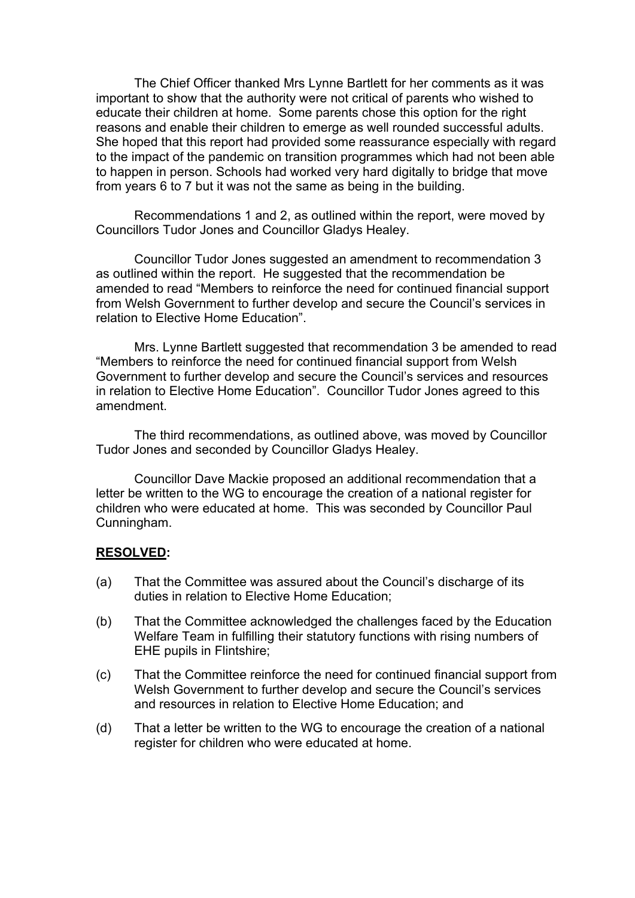The Chief Officer thanked Mrs Lynne Bartlett for her comments as it was important to show that the authority were not critical of parents who wished to educate their children at home. Some parents chose this option for the right reasons and enable their children to emerge as well rounded successful adults. She hoped that this report had provided some reassurance especially with regard to the impact of the pandemic on transition programmes which had not been able to happen in person. Schools had worked very hard digitally to bridge that move from years 6 to 7 but it was not the same as being in the building.

Recommendations 1 and 2, as outlined within the report, were moved by Councillors Tudor Jones and Councillor Gladys Healey.

Councillor Tudor Jones suggested an amendment to recommendation 3 as outlined within the report. He suggested that the recommendation be amended to read "Members to reinforce the need for continued financial support from Welsh Government to further develop and secure the Council's services in relation to Elective Home Education".

Mrs. Lynne Bartlett suggested that recommendation 3 be amended to read "Members to reinforce the need for continued financial support from Welsh Government to further develop and secure the Council's services and resources in relation to Elective Home Education". Councillor Tudor Jones agreed to this amendment.

The third recommendations, as outlined above, was moved by Councillor Tudor Jones and seconded by Councillor Gladys Healey.

Councillor Dave Mackie proposed an additional recommendation that a letter be written to the WG to encourage the creation of a national register for children who were educated at home. This was seconded by Councillor Paul Cunningham.

**RESOLVED:**

(a) That the Committee was assured about the Council's discharge of its duties in relation to Elective Home Education;

(b) That the Committee acknowledged the challenges faced by the Education Welfare Team in fulfilling their statutory functions with rising numbers of EHE pupils in Flintshire;

(c) That the Committee reinforce the need for continued financial support from Welsh Government to further develop and secure the Council's services and resources in relation to Elective Home Education; and

(d) That a letter be written to the WG to encourage the creation of a national register for children who were educated at home.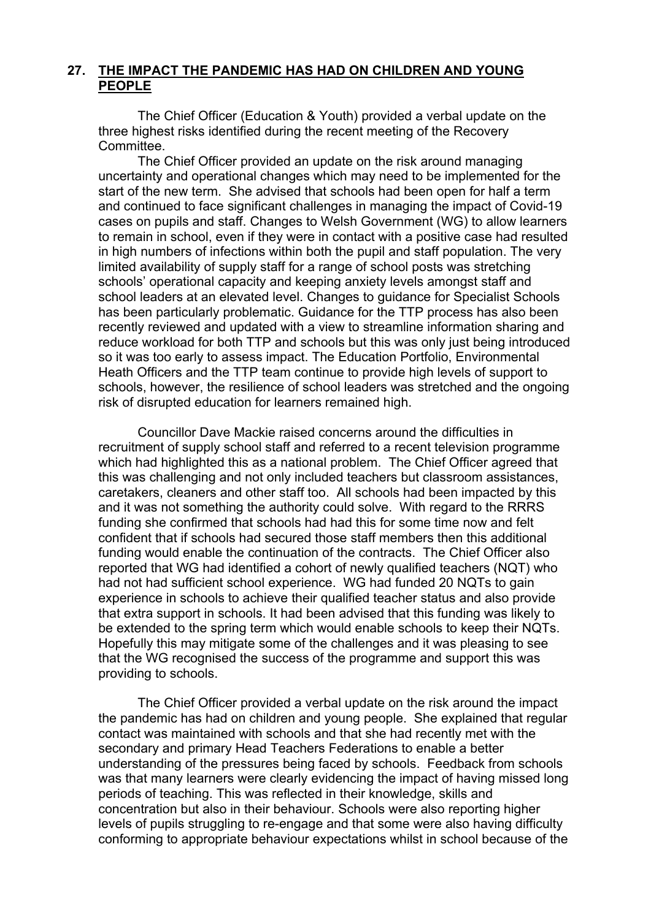## 27. THE IMPACT THE PANDEMIC HAS HAD ON CHILDREN AND YOUNG PEOPLE

The Chief Officer (Education & Youth) provided a verbal update on the three highest risks identified during the recent meeting of the Recovery Committee.

The Chief Officer provided an update on the risk around managing uncertainty and operational changes which may need to be implemented for the start of the new term. She advised that schools had been open for half a term and continued to face significant challenges in managing the impact of Covid-19 cases on pupils and staff. Changes to Welsh Government (WG) to allow learners to remain in school, even if they were in contact with a positive case had resulted in high numbers of infections within both the pupil and staff population. The very limited availability of supply staff for a range of school posts was stretching schools' operational capacity and keeping anxiety levels amongst staff and school leaders at an elevated level. Changes to guidance for Specialist Schools has been particularly problematic. Guidance for the TTP process has also been recently reviewed and updated with a view to streamline information sharing and reduce workload for both TTP and schools but this was only just being introduced so it was too early to assess impact. The Education Portfolio, Environmental Heath Officers and the TTP team continue to provide high levels of support to schools, however, the resilience of school leaders was stretched and the ongoing risk of disrupted education for learners remained high.

Councillor Dave Mackie raised concerns around the difficulties in recruitment of supply school staff and referred to a recent television programme which had highlighted this as a national problem. The Chief Officer agreed that this was challenging and not only included teachers but classroom assistances, caretakers, cleaners and other staff too. All schools had been impacted by this and it was not something the authority could solve. With regard to the RRRS funding she confirmed that schools had had this for some time now and felt confident that if schools had secured those staff members then this additional funding would enable the continuation of the contracts. The Chief Officer also reported that WG had identified a cohort of newly qualified teachers (NQT) who had not had sufficient school experience. WG had funded 20 NQTs to gain experience in schools to achieve their qualified teacher status and also provide that extra support in schools. It had been advised that this funding was likely to be extended to the spring term which would enable schools to keep their NQTs. Hopefully this may mitigate some of the challenges and it was pleasing to see that the WG recognised the success of the programme and support this was providing to schools.

The Chief Officer provided a verbal update on the risk around the impact the pandemic has had on children and young people. She explained that regular contact was maintained with schools and that she had recently met with the secondary and primary Head Teachers Federations to enable a better understanding of the pressures being faced by schools. Feedback from schools was that many learners were clearly evidencing the impact of having missed long periods of teaching. This was reflected in their knowledge, skills and concentration but also in their behaviour. Schools were also reporting higher levels of pupils struggling to re-engage and that some were also having difficulty conforming to appropriate behaviour expectations whilst in school because of the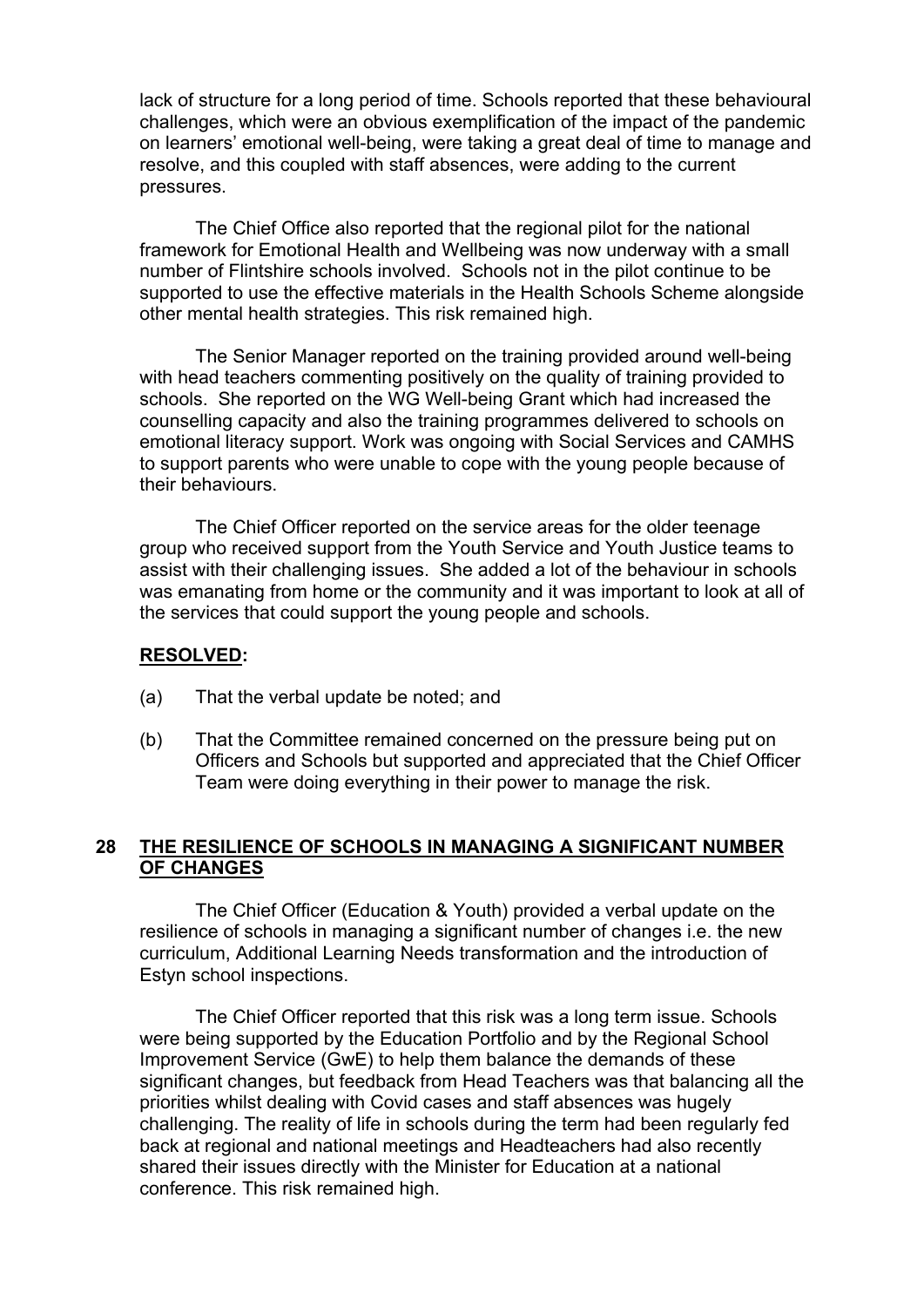lack of structure for a long period of time. Schools reported that these behavioural challenges, which were an obvious exemplification of the impact of the pandemic on learners' emotional well-being, were taking a great deal of time to manage and resolve, and this coupled with staff absences, were adding to the current pressures.

The Chief Office also reported that the regional pilot for the national framework for Emotional Health and Wellbeing was now underway with a small number of Flintshire schools involved. Schools not in the pilot continue to be supported to use the effective materials in the Health Schools Scheme alongside other mental health strategies. This risk remained high.

The Senior Manager reported on the training provided around well-being with head teachers commenting positively on the quality of training provided to schools. She reported on the WG Well-being Grant which had increased the counselling capacity and also the training programmes delivered to schools on emotional literacy support. Work was ongoing with Social Services and CAMHS to support parents who were unable to cope with the young people because of their behaviours.

The Chief Officer reported on the service areas for the older teenage group who received support from the Youth Service and Youth Justice teams to assist with their challenging issues. She added a lot of the behaviour in schools was emanating from home or the community and it was important to look at all of the services that could support the young people and schools.

**RESOLVED:**

(a) That the verbal update be noted; and

(b) That the Committee remained concerned on the pressure being put on Officers and Schools but supported and appreciated that the Chief Officer Team were doing everything in their power to manage the risk.

## 28 THE RESILIENCE OF SCHOOLS IN MANAGING A SIGNIFICANT NUMBER OF CHANGES

The Chief Officer (Education & Youth) provided a verbal update on the resilience of schools in managing a significant number of changes i.e. the new curriculum, Additional Learning Needs transformation and the introduction of Estyn school inspections.

The Chief Officer reported that this risk was a long term issue. Schools were being supported by the Education Portfolio and by the Regional School Improvement Service (GwE) to help them balance the demands of these significant changes, but feedback from Head Teachers was that balancing all the priorities whilst dealing with Covid cases and staff absences was hugely challenging. The reality of life in schools during the term had been regularly fed back at regional and national meetings and Headteachers had also recently shared their issues directly with the Minister for Education at a national conference. This risk remained high.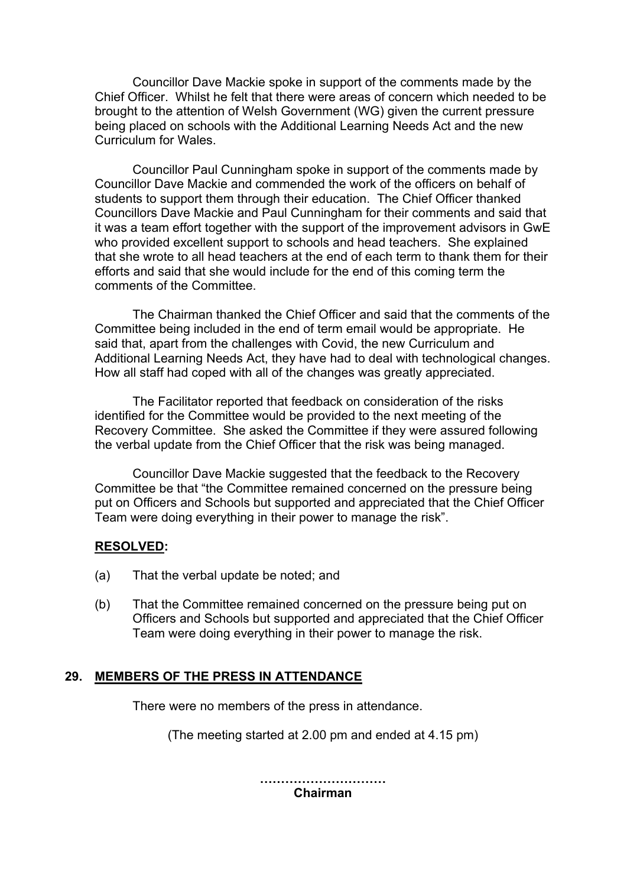Councillor Dave Mackie spoke in support of the comments made by the Chief Officer. Whilst he felt that there were areas of concern which needed to be brought to the attention of Welsh Government (WG) given the current pressure being placed on schools with the Additional Learning Needs Act and the new Curriculum for Wales.

Councillor Paul Cunningham spoke in support of the comments made by Councillor Dave Mackie and commended the work of the officers on behalf of students to support them through their education. The Chief Officer thanked Councillors Dave Mackie and Paul Cunningham for their comments and said that it was a team effort together with the support of the improvement advisors in GwE who provided excellent support to schools and head teachers. She explained that she wrote to all head teachers at the end of each term to thank them for their efforts and said that she would include for the end of this coming term the comments of the Committee.

The Chairman thanked the Chief Officer and said that the comments of the Committee being included in the end of term email would be appropriate. He said that, apart from the challenges with Covid, the new Curriculum and Additional Learning Needs Act, they have had to deal with technological changes. How all staff had coped with all of the changes was greatly appreciated.

The Facilitator reported that feedback on consideration of the risks identified for the Committee would be provided to the next meeting of the Recovery Committee. She asked the Committee if they were assured following the verbal update from the Chief Officer that the risk was being managed.

Councillor Dave Mackie suggested that the feedback to the Recovery Committee be that "the Committee remained concerned on the pressure being put on Officers and Schools but supported and appreciated that the Chief Officer Team were doing everything in their power to manage the risk".

**RESOLVED:**

(a) That the verbal update be noted; and

(b) That the Committee remained concerned on the pressure being put on Officers and Schools but supported and appreciated that the Chief Officer Team were doing everything in their power to manage the risk.

## 29. MEMBERS OF THE PRESS IN ATTENDANCE

There were no members of the press in attendance.

(The meeting started at 2.00 pm and ended at 4.15 pm)

…………………………
**Chairman**